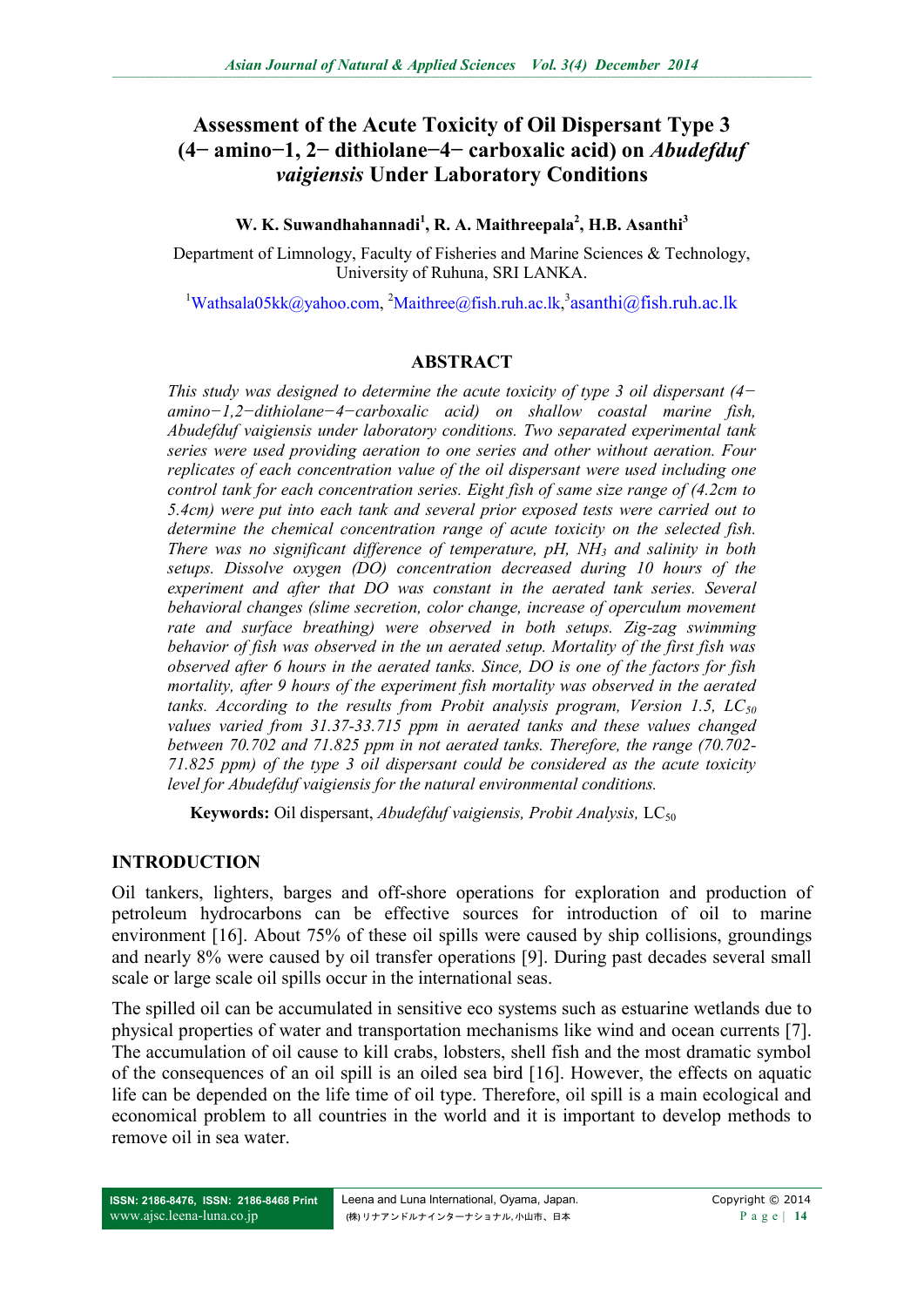# Assessment of the Acute Toxicity of Oil Dispersant Type 3 (4− amino−1, 2− dithiolane−4− carboxalic acid) on *Abudefduf vaigiensis* Under Laboratory Conditions

**W. K. Suwandhahannadi[1], R. A. Maithreepala[2], H.B. Asanthi[3]**

Department of Limnology, Faculty of Fisheries and Marine Sciences & Technology, University of Ruhuna, SRI LANKA.

[1]Wathsala05kk@yahoo.com, [2]Maithree@fish.ruh.ac.lk,[3]asanthi@fish.ruh.ac.lk

## ABSTRACT

*This study was designed to determine the acute toxicity of type 3 oil dispersant (4−amino−1,2−dithiolane−4−carboxalic acid) on shallow coastal marine fish, Abudefduf vaigiensis under laboratory conditions. Two separated experimental tank series were used providing aeration to one series and other without aeration. Four replicates of each concentration value of the oil dispersant were used including one control tank for each concentration series. Eight fish of same size range of (4.2cm to 5.4cm) were put into each tank and several prior exposed tests were carried out to determine the chemical concentration range of acute toxicity on the selected fish. There was no significant difference of temperature, pH, $NH_3$ and salinity in both setups. Dissolve oxygen (DO) concentration decreased during 10 hours of the experiment and after that DO was constant in the aerated tank series. Several behavioral changes (slime secretion, color change, increase of operculum movement rate and surface breathing) were observed in both setups. Zig-zag swimming behavior of fish was observed in the un aerated setup. Mortality of the first fish was observed after 6 hours in the aerated tanks. Since, DO is one of the factors for fish mortality, after 9 hours of the experiment fish mortality was observed in the aerated tanks. According to the results from Probit analysis program, Version 1.5, $LC_{50}$ values varied from 31.37-33.715 ppm in aerated tanks and these values changed between 70.702 and 71.825 ppm in not aerated tanks. Therefore, the range (70.702-71.825 ppm) of the type 3 oil dispersant could be considered as the acute toxicity level for Abudefduf vaigiensis for the natural environmental conditions.*

**Keywords:** Oil dispersant, *Abudefduf vaigiensis, Probit Analysis,* $LC_{50}$

## INTRODUCTION

Oil tankers, lighters, barges and off-shore operations for exploration and production of petroleum hydrocarbons can be effective sources for introduction of oil to marine environment [16]. About 75% of these oil spills were caused by ship collisions, groundings and nearly 8% were caused by oil transfer operations [9]. During past decades several small scale or large scale oil spills occur in the international seas.

The spilled oil can be accumulated in sensitive eco systems such as estuarine wetlands due to physical properties of water and transportation mechanisms like wind and ocean currents [7]. The accumulation of oil cause to kill crabs, lobsters, shell fish and the most dramatic symbol of the consequences of an oil spill is an oiled sea bird [16]. However, the effects on aquatic life can be depended on the life time of oil type. Therefore, oil spill is a main ecological and economical problem to all countries in the world and it is important to develop methods to remove oil in sea water.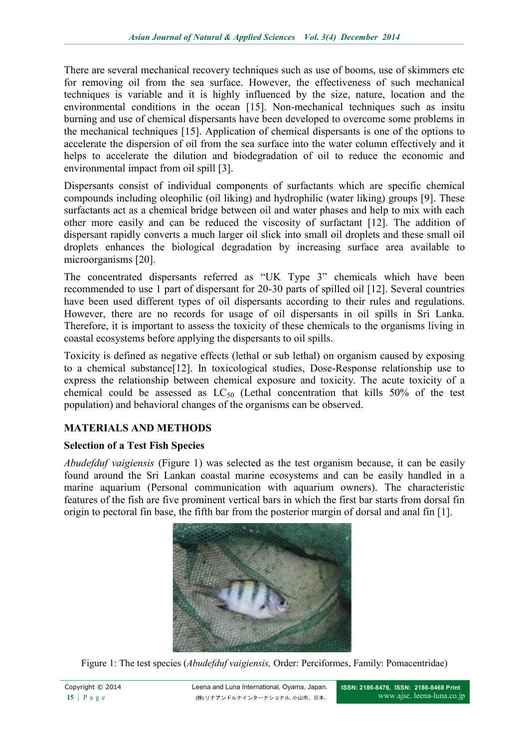There are several mechanical recovery techniques such as use of booms, use of skimmers etc for removing oil from the sea surface. However, the effectiveness of such mechanical techniques is variable and it is highly influenced by the size, nature, location and the environmental conditions in the ocean [15]. Non-mechanical techniques such as insitu burning and use of chemical dispersants have been developed to overcome some problems in the mechanical techniques [15]. Application of chemical dispersants is one of the options to accelerate the dispersion of oil from the sea surface into the water column effectively and it helps to accelerate the dilution and biodegradation of oil to reduce the economic and environmental impact from oil spill [3].

Dispersants consist of individual components of surfactants which are specific chemical compounds including oleophilic (oil liking) and hydrophilic (water liking) groups [9]. These surfactants act as a chemical bridge between oil and water phases and help to mix with each other more easily and can be reduced the viscosity of surfactant [12]. The addition of dispersant rapidly converts a much larger oil slick into small oil droplets and these small oil droplets enhances the biological degradation by increasing surface area available to microorganisms [20].

The concentrated dispersants referred as "UK Type 3" chemicals which have been recommended to use 1 part of dispersant for 20-30 parts of spilled oil [12]. Several countries have been used different types of oil dispersants according to their rules and regulations. However, there are no records for usage of oil dispersants in oil spills in Sri Lanka. Therefore, it is important to assess the toxicity of these chemicals to the organisms living in coastal ecosystems before applying the dispersants to oil spills.

Toxicity is defined as negative effects (lethal or sub lethal) on organism caused by exposing to a chemical substance[12]. In toxicological studies, Dose-Response relationship use to express the relationship between chemical exposure and toxicity. The acute toxicity of a chemical could be assessed as $LC_{50}$ (Lethal concentration that kills 50% of the test population) and behavioral changes of the organisms can be observed.

## MATERIALS AND METHODS

### Selection of a Test Fish Species

*Abudefduf vaigiensis* (Figure 1) was selected as the test organism because, it can be easily found around the Sri Lankan coastal marine ecosystems and can be easily handled in a marine aquarium (Personal communication with aquarium owners). The characteristic features of the fish are five prominent vertical bars in which the first bar starts from dorsal fin origin to pectoral fin base, the fifth bar from the posterior margin of dorsal and anal fin [1].

Figure 1: The test species (*Abudefduf vaigiensis,* Order: Perciformes, Family: Pomacentridae)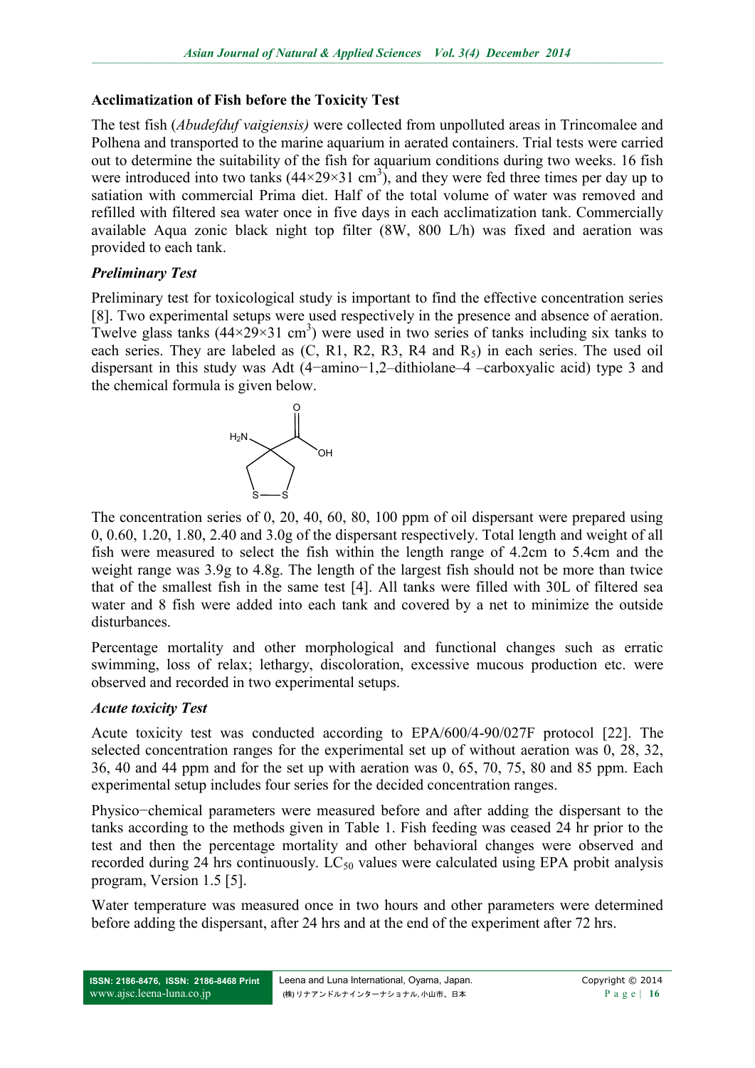**Acclimatization of Fish before the Toxicity Test**

The test fish (*Abudefduf vaigiensis)* were collected from unpolluted areas in Trincomalee and Polhena and transported to the marine aquarium in aerated containers. Trial tests were carried out to determine the suitability of the fish for aquarium conditions during two weeks. 16 fish were introduced into two tanks (44×29×31 $cm^3$), and they were fed three times per day up to satiation with commercial Prima diet. Half of the total volume of water was removed and refilled with filtered sea water once in five days in each acclimatization tank. Commercially available Aqua zonic black night top filter (8W, 800 L/h) was fixed and aeration was provided to each tank.

***Preliminary Test***

Preliminary test for toxicological study is important to find the effective concentration series [8]. Two experimental setups were used respectively in the presence and absence of aeration. Twelve glass tanks (44×29×31 $cm^3$) were used in two series of tanks including six tanks to each series. They are labeled as (C, R1, R2, R3, R4 and $R_5$) in each series. The used oil dispersant in this study was Adt (4−amino−1,2–dithiolane–4 –carboxyalic acid) type 3 and the chemical formula is given below.

The concentration series of 0, 20, 40, 60, 80, 100 ppm of oil dispersant were prepared using 0, 0.60, 1.20, 1.80, 2.40 and 3.0g of the dispersant respectively. Total length and weight of all fish were measured to select the fish within the length range of 4.2cm to 5.4cm and the weight range was 3.9g to 4.8g. The length of the largest fish should not be more than twice that of the smallest fish in the same test [4]. All tanks were filled with 30L of filtered sea water and 8 fish were added into each tank and covered by a net to minimize the outside disturbances.

Percentage mortality and other morphological and functional changes such as erratic swimming, loss of relax; lethargy, discoloration, excessive mucous production etc. were observed and recorded in two experimental setups.

***Acute toxicity Test***

Acute toxicity test was conducted according to EPA/600/4-90/027F protocol [22]. The selected concentration ranges for the experimental set up of without aeration was 0, 28, 32, 36, 40 and 44 ppm and for the set up with aeration was 0, 65, 70, 75, 80 and 85 ppm. Each experimental setup includes four series for the decided concentration ranges.

Physico−chemical parameters were measured before and after adding the dispersant to the tanks according to the methods given in Table 1. Fish feeding was ceased 24 hr prior to the test and then the percentage mortality and other behavioral changes were observed and recorded during 24 hrs continuously. $LC_{50}$ values were calculated using EPA probit analysis program, Version 1.5 [5].

Water temperature was measured once in two hours and other parameters were determined before adding the dispersant, after 24 hrs and at the end of the experiment after 72 hrs.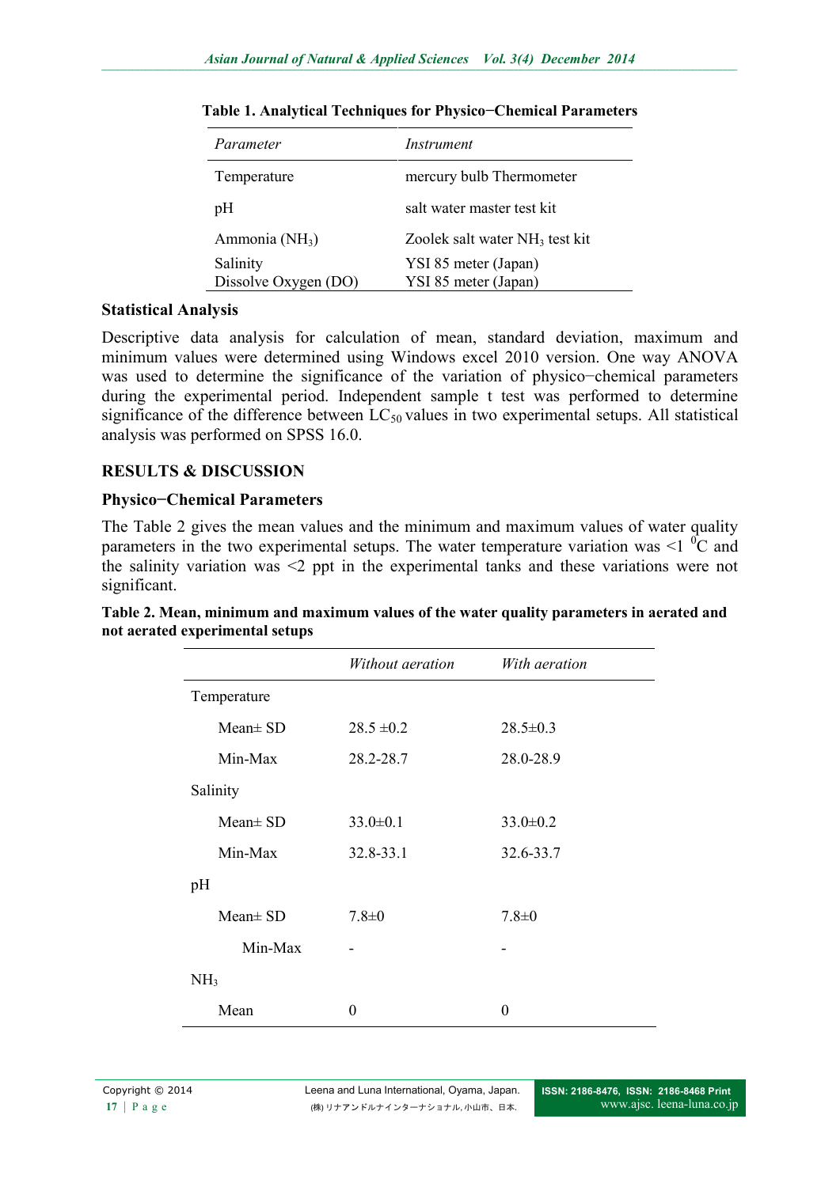**Table 1. Analytical Techniques for Physico−Chemical Parameters**

| *Parameter* | *Instrument* |
|---|---|
| Temperature | mercury bulb Thermometer |
| pH | salt water master test kit |
| Ammonia ($NH_3$) | Zoolek salt water $NH_3$ test kit |
| Salinity | YSI 85 meter (Japan) |
| Dissolve Oxygen (DO) | YSI 85 meter (Japan) |

### Statistical Analysis

Descriptive data analysis for calculation of mean, standard deviation, maximum and minimum values were determined using Windows excel 2010 version. One way ANOVA was used to determine the significance of the variation of physico−chemical parameters during the experimental period. Independent sample t test was performed to determine significance of the difference between $LC_{50}$ values in two experimental setups. All statistical analysis was performed on SPSS 16.0.

## RESULTS & DISCUSSION

### Physico−Chemical Parameters

The Table 2 gives the mean values and the minimum and maximum values of water quality parameters in the two experimental setups. The water temperature variation was <1 $^0$C and the salinity variation was <2 ppt in the experimental tanks and these variations were not significant.

**Table 2. Mean, minimum and maximum values of the water quality parameters in aerated and not aerated experimental setups**

| | *Without aeration* | *With aeration* |
|---|---|---|
| Temperature | | |
| Mean± SD | 28.5 ±0.2 | 28.5±0.3 |
| Min-Max | 28.2-28.7 | 28.0-28.9 |
| Salinity | | |
| Mean± SD | 33.0±0.1 | 33.0±0.2 |
| Min-Max | 32.8-33.1 | 32.6-33.7 |
| pH | | |
| Mean± SD | 7.8±0 | 7.8±0 |
| Min-Max | - | - |
| $NH_3$ | | |
| Mean | 0 | 0 |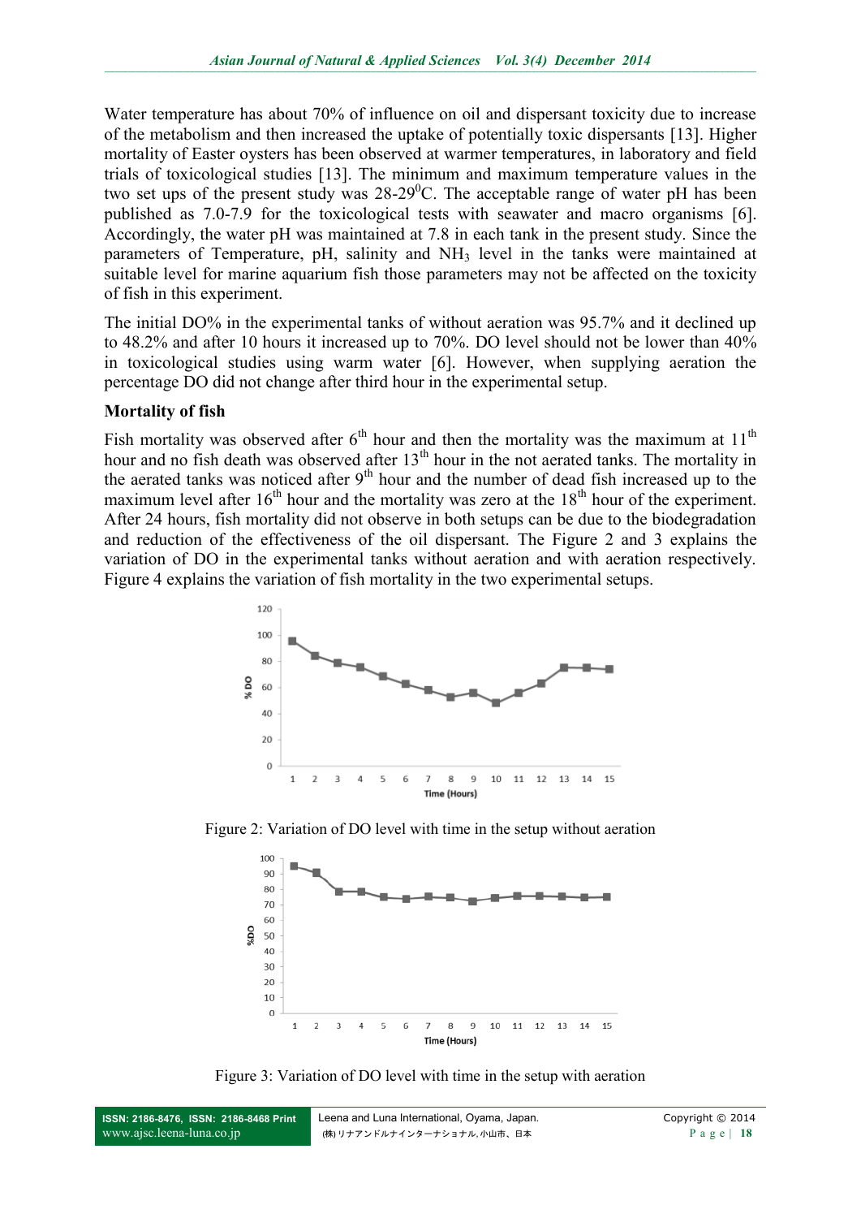Water temperature has about 70% of influence on oil and dispersant toxicity due to increase of the metabolism and then increased the uptake of potentially toxic dispersants [13]. Higher mortality of Easter oysters has been observed at warmer temperatures, in laboratory and field trials of toxicological studies [13]. The minimum and maximum temperature values in the two set ups of the present study was 28-29$^0$C. The acceptable range of water pH has been published as 7.0-7.9 for the toxicological tests with seawater and macro organisms [6]. Accordingly, the water pH was maintained at 7.8 in each tank in the present study. Since the parameters of Temperature, pH, salinity and $NH_3$ level in the tanks were maintained at suitable level for marine aquarium fish those parameters may not be affected on the toxicity of fish in this experiment.

The initial DO% in the experimental tanks of without aeration was 95.7% and it declined up to 48.2% and after 10 hours it increased up to 70%. DO level should not be lower than 40% in toxicological studies using warm water [6]. However, when supplying aeration the percentage DO did not change after third hour in the experimental setup.

### Mortality of fish

Fish mortality was observed after 6$^{th}$ hour and then the mortality was the maximum at 11$^{th}$ hour and no fish death was observed after 13$^{th}$ hour in the not aerated tanks. The mortality in the aerated tanks was noticed after 9$^{th}$ hour and the number of dead fish increased up to the maximum level after 16$^{th}$ hour and the mortality was zero at the 18$^{th}$ hour of the experiment. After 24 hours, fish mortality did not observe in both setups can be due to the biodegradation and reduction of the effectiveness of the oil dispersant. The Figure 2 and 3 explains the variation of DO in the experimental tanks without aeration and with aeration respectively. Figure 4 explains the variation of fish mortality in the two experimental setups.

Figure 2: Variation of DO level with time in the setup without aeration

Figure 3: Variation of DO level with time in the setup with aeration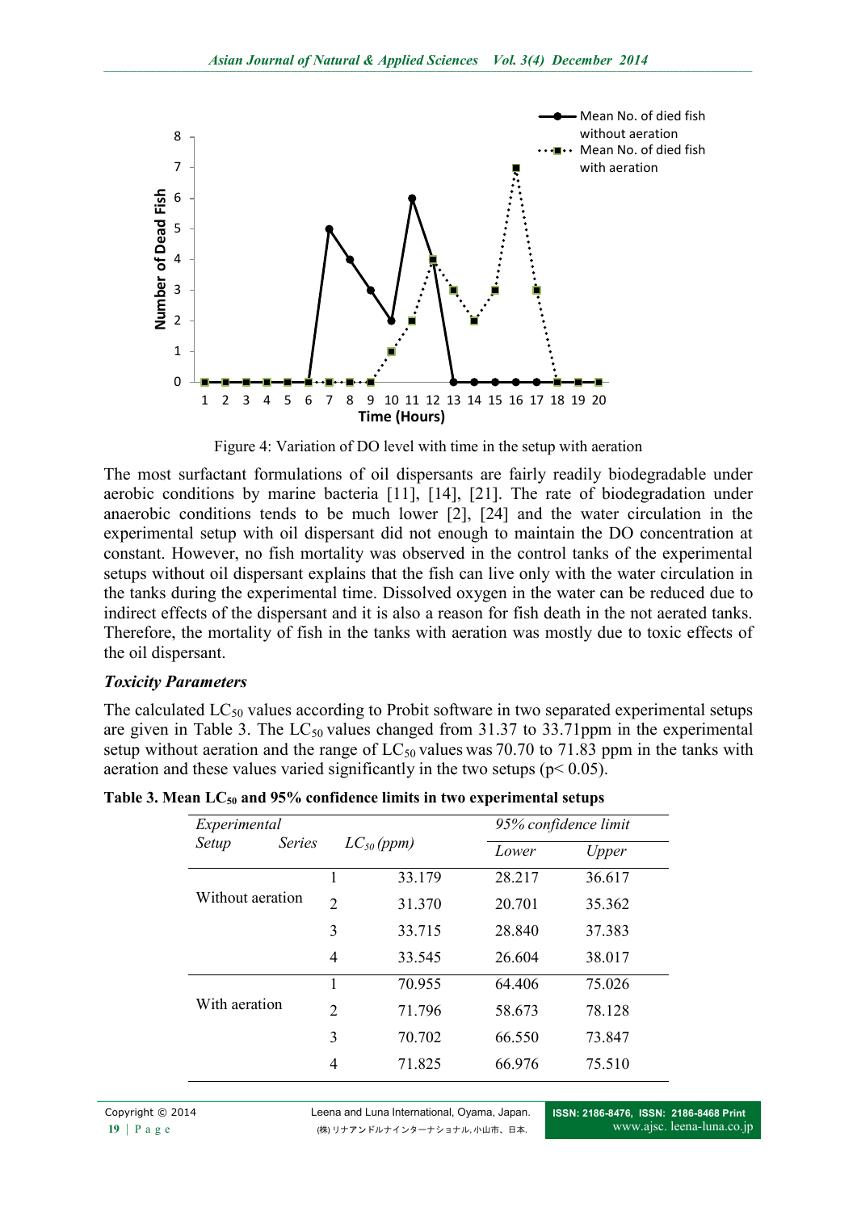Figure 4: Variation of DO level with time in the setup with aeration

The most surfactant formulations of oil dispersants are fairly readily biodegradable under aerobic conditions by marine bacteria [11], [14], [21]. The rate of biodegradation under anaerobic conditions tends to be much lower [2], [24] and the water circulation in the experimental setup with oil dispersant did not enough to maintain the DO concentration at constant. However, no fish mortality was observed in the control tanks of the experimental setups without oil dispersant explains that the fish can live only with the water circulation in the tanks during the experimental time. Dissolved oxygen in the water can be reduced due to indirect effects of the dispersant and it is also a reason for fish death in the not aerated tanks. Therefore, the mortality of fish in the tanks with aeration was mostly due to toxic effects of the oil dispersant.

### *Toxicity Parameters*

The calculated $LC_{50}$ values according to Probit software in two separated experimental setups are given in Table 3. The $LC_{50}$ values changed from 31.37 to 33.71ppm in the experimental setup without aeration and the range of $LC_{50}$ values was 70.70 to 71.83 ppm in the tanks with aeration and these values varied significantly in the two setups ($p < 0.05$).

**Table 3. Mean $LC_{50}$ and 95% confidence limits in two experimental setups**

| *Experimental Setup* | *Series* | *$LC_{50}$ (ppm)* | *95% confidence limit* | |
|---|---|---|---|---|
| | | | *Lower* | *Upper* |
| Without aeration | 1 | 33.179 | 28.217 | 36.617 |
| | 2 | 31.370 | 20.701 | 35.362 |
| | 3 | 33.715 | 28.840 | 37.383 |
| | 4 | 33.545 | 26.604 | 38.017 |
| With aeration | 1 | 70.955 | 64.406 | 75.026 |
| | 2 | 71.796 | 58.673 | 78.128 |
| | 3 | 70.702 | 66.550 | 73.847 |
| | 4 | 71.825 | 66.976 | 75.510 |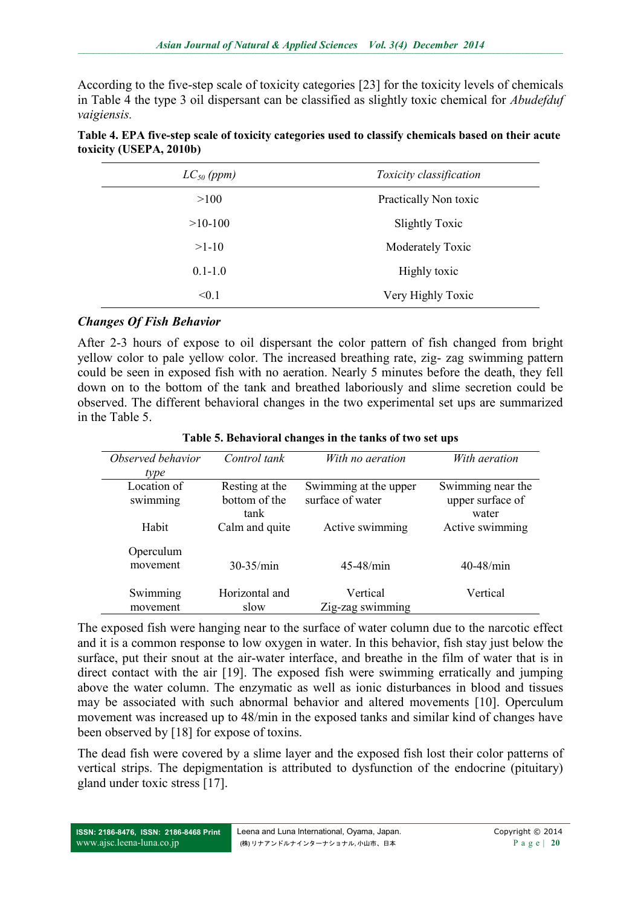According to the five-step scale of toxicity categories [23] for the toxicity levels of chemicals in Table 4 the type 3 oil dispersant can be classified as slightly toxic chemical for *Abudefduf vaigiensis.*

**Table 4. EPA five-step scale of toxicity categories used to classify chemicals based on their acute toxicity (USEPA, 2010b)**

| $LC_{50}$ *(ppm)* | *Toxicity classification* |
|---|---|
| >100 | Practically Non toxic |
| >10-100 | Slightly Toxic |
| >1-10 | Moderately Toxic |
| 0.1-1.0 | Highly toxic |
| <0.1 | Very Highly Toxic |

### *Changes Of Fish Behavior*

After 2-3 hours of expose to oil dispersant the color pattern of fish changed from bright yellow color to pale yellow color. The increased breathing rate, zig- zag swimming pattern could be seen in exposed fish with no aeration. Nearly 5 minutes before the death, they fell down on to the bottom of the tank and breathed laboriously and slime secretion could be observed. The different behavioral changes in the two experimental set ups are summarized in the Table 5.

**Table 5. Behavioral changes in the tanks of two set ups**

| *Observed behavior type* | *Control tank* | *With no aeration* | *With aeration* |
|---|---|---|---|
| Location of swimming | Resting at the bottom of the tank | Swimming at the upper surface of water | Swimming near the upper surface of water |
| Habit | Calm and quite | Active swimming | Active swimming |
| Operculum movement | 30-35/min | 45-48/min | 40-48/min |
| Swimming movement | Horizontal and slow | Vertical Zig-zag swimming | Vertical |

The exposed fish were hanging near to the surface of water column due to the narcotic effect and it is a common response to low oxygen in water. In this behavior, fish stay just below the surface, put their snout at the air-water interface, and breathe in the film of water that is in direct contact with the air [19]. The exposed fish were swimming erratically and jumping above the water column. The enzymatic as well as ionic disturbances in blood and tissues may be associated with such abnormal behavior and altered movements [10]. Operculum movement was increased up to 48/min in the exposed tanks and similar kind of changes have been observed by [18] for expose of toxins.

The dead fish were covered by a slime layer and the exposed fish lost their color patterns of vertical strips. The depigmentation is attributed to dysfunction of the endocrine (pituitary) gland under toxic stress [17].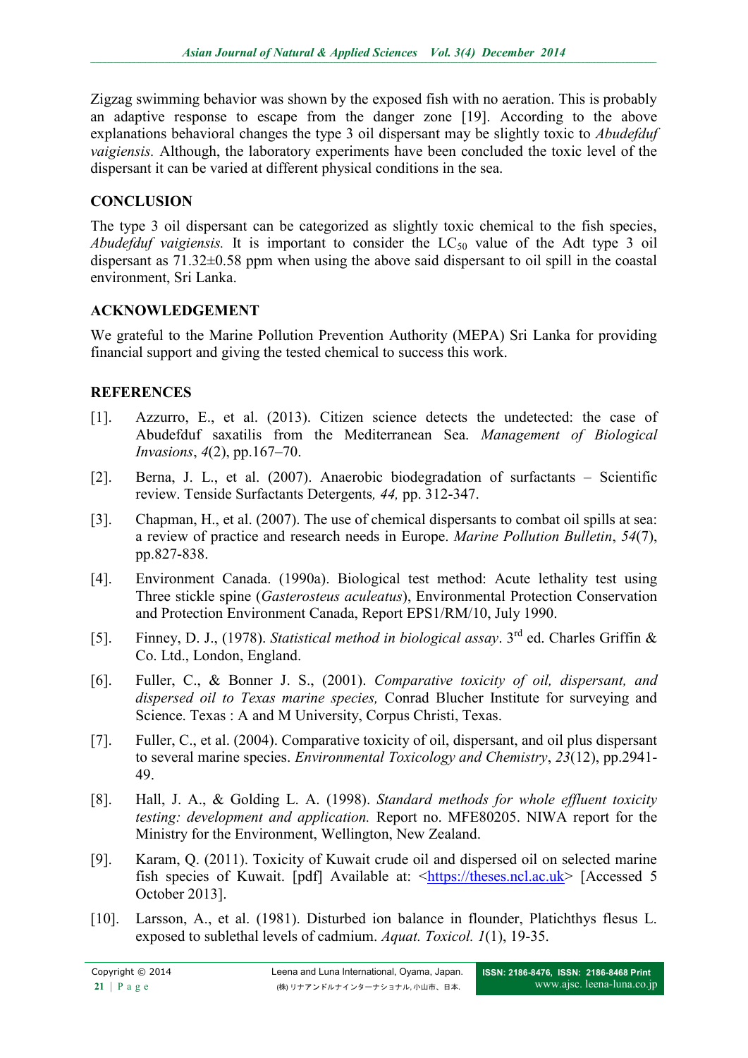Zigzag swimming behavior was shown by the exposed fish with no aeration. This is probably an adaptive response to escape from the danger zone [19]. According to the above explanations behavioral changes the type 3 oil dispersant may be slightly toxic to *Abudefduf vaigiensis.* Although, the laboratory experiments have been concluded the toxic level of the dispersant it can be varied at different physical conditions in the sea.

## CONCLUSION

The type 3 oil dispersant can be categorized as slightly toxic chemical to the fish species, *Abudefduf vaigiensis.* It is important to consider the $LC_{50}$ value of the Adt type 3 oil dispersant as 71.32±0.58 ppm when using the above said dispersant to oil spill in the coastal environment, Sri Lanka.

## ACKNOWLEDGEMENT

We grateful to the Marine Pollution Prevention Authority (MEPA) Sri Lanka for providing financial support and giving the tested chemical to success this work.

## REFERENCES

[1]. Azzurro, E., et al. (2013). Citizen science detects the undetected: the case of Abudefduf saxatilis from the Mediterranean Sea. *Management of Biological Invasions*, *4*(2), pp.167–70.

[2]. Berna, J. L., et al. (2007). Anaerobic biodegradation of surfactants – Scientific review. Tenside Surfactants Detergents*, 44,* pp. 312-347.

[3]. Chapman, H., et al. (2007). The use of chemical dispersants to combat oil spills at sea: a review of practice and research needs in Europe. *Marine Pollution Bulletin*, *54*(7), pp.827-838.

[4]. Environment Canada. (1990a). Biological test method: Acute lethality test using Three stickle spine (*Gasterosteus aculeatus*), Environmental Protection Conservation and Protection Environment Canada, Report EPS1/RM/10, July 1990.

[5]. Finney, D. J., (1978). *Statistical method in biological assay*. 3rd ed. Charles Griffin & Co. Ltd., London, England.

[6]. Fuller, C., & Bonner J. S., (2001). *Comparative toxicity of oil, dispersant, and dispersed oil to Texas marine species,* Conrad Blucher Institute for surveying and Science. Texas : A and M University, Corpus Christi, Texas.

[7]. Fuller, C., et al. (2004). Comparative toxicity of oil, dispersant, and oil plus dispersant to several marine species. *Environmental Toxicology and Chemistry*, *23*(12), pp.2941-49.

[8]. Hall, J. A., & Golding L. A. (1998). *Standard methods for whole effluent toxicity testing: development and application.* Report no. MFE80205. NIWA report for the Ministry for the Environment, Wellington, New Zealand.

[9]. Karam, Q. (2011). Toxicity of Kuwait crude oil and dispersed oil on selected marine fish species of Kuwait. [pdf] Available at: <https://theses.ncl.ac.uk> [Accessed 5 October 2013].

[10]. Larsson, A., et al. (1981). Disturbed ion balance in flounder, Platichthys flesus L. exposed to sublethal levels of cadmium. *Aquat. Toxicol. 1*(1), 19-35.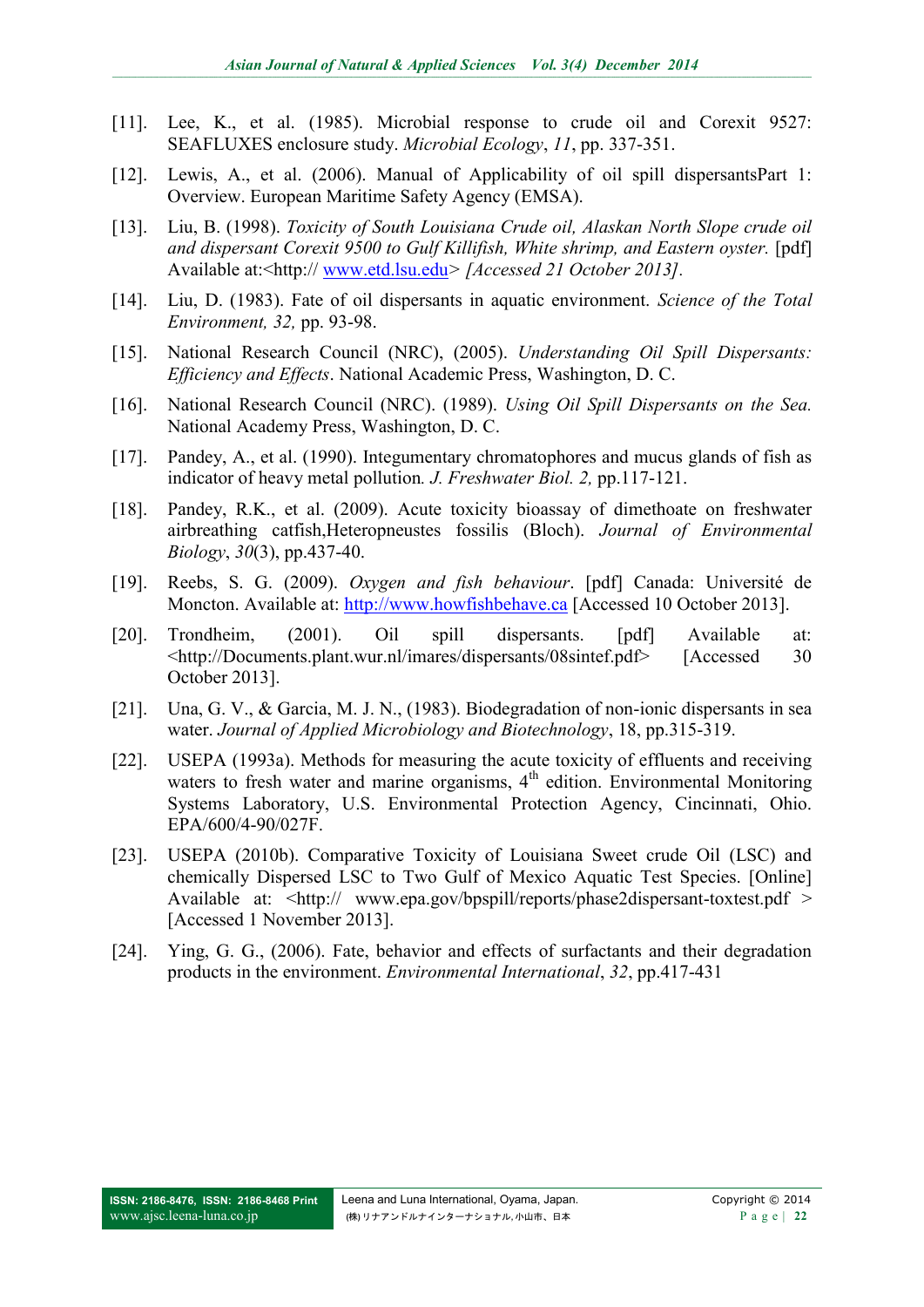[11]. Lee, K., et al. (1985). Microbial response to crude oil and Corexit 9527: SEAFLUXES enclosure study. *Microbial Ecology*, *11*, pp. 337-351.

[12]. Lewis, A., et al. (2006). Manual of Applicability of oil spill dispersantsPart 1: Overview. European Maritime Safety Agency (EMSA).

[13]. Liu, B. (1998). *Toxicity of South Louisiana Crude oil, Alaskan North Slope crude oil and dispersant Corexit 9500 to Gulf Killifish, White shrimp, and Eastern oyster.* [pdf] Available at:<http:// www.etd.lsu.edu> *[Accessed 21 October 2013]*.

[14]. Liu, D. (1983). Fate of oil dispersants in aquatic environment. *Science of the Total Environment, 32,* pp. 93-98.

[15]. National Research Council (NRC), (2005). *Understanding Oil Spill Dispersants: Efficiency and Effects*. National Academic Press, Washington, D. C.

[16]. National Research Council (NRC). (1989). *Using Oil Spill Dispersants on the Sea.* National Academy Press, Washington, D. C.

[17]. Pandey, A., et al. (1990). Integumentary chromatophores and mucus glands of fish as indicator of heavy metal pollution*. J. Freshwater Biol. 2,* pp.117-121.

[18]. Pandey, R.K., et al. (2009). Acute toxicity bioassay of dimethoate on freshwater airbreathing catfish,Heteropneustes fossilis (Bloch). *Journal of Environmental Biology*, *30*(3), pp.437-40.

[19]. Reebs, S. G. (2009). *Oxygen and fish behaviour*. [pdf] Canada: Université de Moncton. Available at: http://www.howfishbehave.ca [Accessed 10 October 2013].

[20]. Trondheim, (2001). Oil spill dispersants. [pdf] Available at: <http://Documents.plant.wur.nl/imares/dispersants/08sintef.pdf> [Accessed 30 October 2013].

[21]. Una, G. V., & Garcia, M. J. N., (1983). Biodegradation of non-ionic dispersants in sea water. *Journal of Applied Microbiology and Biotechnology*, 18, pp.315-319.

[22]. USEPA (1993a). Methods for measuring the acute toxicity of effluents and receiving waters to fresh water and marine organisms, 4th edition. Environmental Monitoring Systems Laboratory, U.S. Environmental Protection Agency, Cincinnati, Ohio. EPA/600/4-90/027F.

[23]. USEPA (2010b). Comparative Toxicity of Louisiana Sweet crude Oil (LSC) and chemically Dispersed LSC to Two Gulf of Mexico Aquatic Test Species. [Online] Available at: <http:// www.epa.gov/bpspill/reports/phase2dispersant-toxtest.pdf > [Accessed 1 November 2013].

[24]. Ying, G. G., (2006). Fate, behavior and effects of surfactants and their degradation products in the environment. *Environmental International*, *32*, pp.417-431